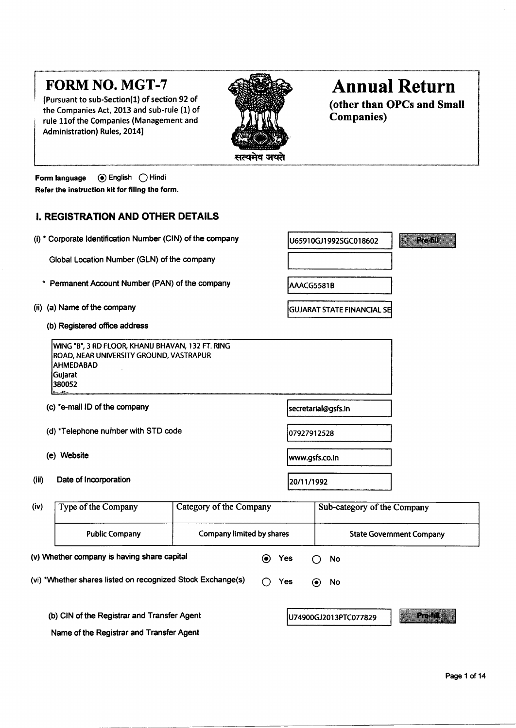# FORM NO. MGT-7

[Pursuant to sub-Section(1) of section 92 of the Companies Act, 2013 and sub-rule (1) of rule 11of the Companies (Management and Administration) Rules, 2014]

सत्यमेव जयते

# Annual Return

**(other than OPCs and Small Companies)**

Form language (◉) English ( ) Hindi

**Refer the instruction kit for filing the form.**

## I. REGISTRATION AND OTHER DETAILS

(i) * Corporate Identification Number (CIN) of the company: U65910GJ1992SGC018602 [Pre-fill]

Global Location Number (GLN) of the company:

* Permanent Account Number (PAN) of the company: AACG5581B

(ii) (a) Name of the company: GUJARAT STATE FINANCIAL SE

(b) Registered office address

WING "B", 3 RD FLOOR, KHANIJ BHAVAN, 132 FT. RING ROAD, NEAR UNIVERSITY GROUND, VASTRAPUR
AHMEDABAD
Gujarat
380052
India

(c) *e-mail ID of the company: secretarial@gsfs.in

(d) *Telephone number with STD code: 07927912528

(e) Website: www.gsfs.co.in

(iii) Date of Incorporation: 20/11/1992

(iv)

| Type of the Company | Category of the Company | Sub-category of the Company |
|---|---|---|
| Public Company | Company limited by shares | State Government Company |

(v) Whether company is having share capital (◉) Yes ( ) No

(vi) *Whether shares listed on recognized Stock Exchange(s) ( ) Yes (◉) No

(b) CIN of the Registrar and Transfer Agent: U74900GJ2013PTC077829 [Pre-fill]

Name of the Registrar and Transfer Agent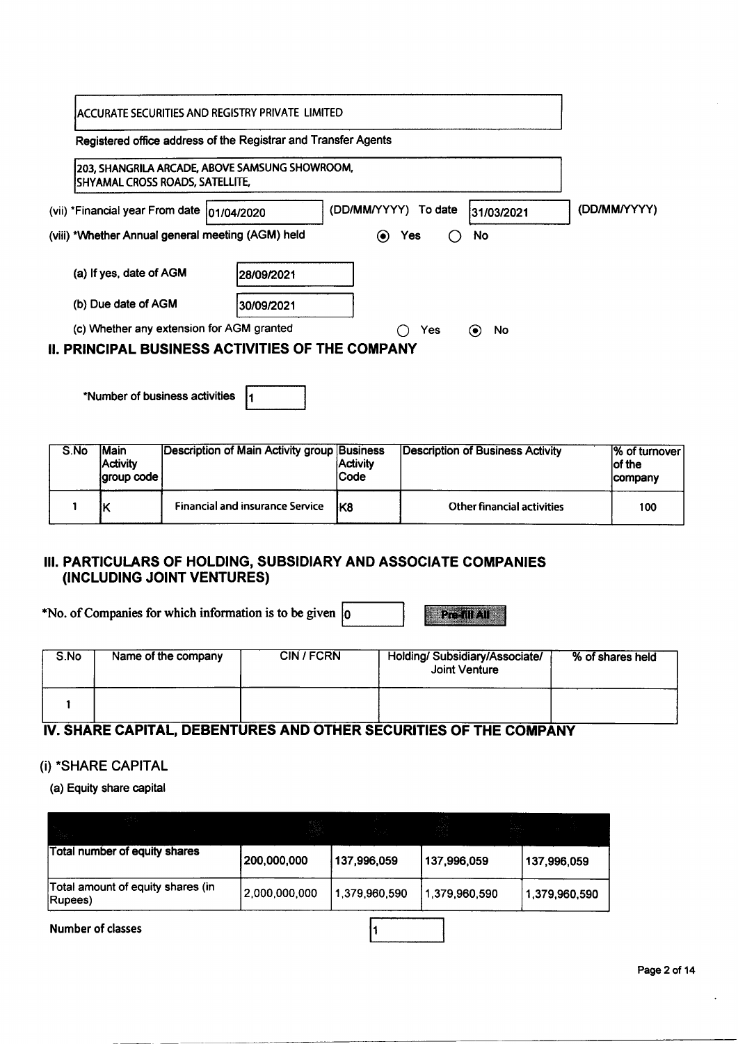ACCURATE SECURITIES AND REGISTRY PRIVATE LIMITED

Registered office address of the Registrar and Transfer Agents

203, SHANGRILA ARCADE, ABOVE SAMSUNG SHOWROOM, SHYAMAL CROSS ROADS, SATELLITE,

(vii) *Financial year From date 01/04/2020 (DD/MM/YYYY) To date 31/03/2021 (DD/MM/YYYY)

(viii) *Whether Annual general meeting (AGM) held ◉ Yes ○ No

(a) If yes, date of AGM 28/09/2021

(b) Due date of AGM 30/09/2021

(c) Whether any extension for AGM granted ○ Yes ◉ No

## II. PRINCIPAL BUSINESS ACTIVITIES OF THE COMPANY

*Number of business activities 1

| S.No | Main Activity group code | Description of Main Activity group | Business Activity Code | Description of Business Activity | % of turnover of the company |
|---|---|---|---|---|---|
| 1 | K | Financial and insurance Service | K8 | Other financial activities | 100 |

## III. PARTICULARS OF HOLDING, SUBSIDIARY AND ASSOCIATE COMPANIES (INCLUDING JOINT VENTURES)

*No. of Companies for which information is to be given 0 Pre-fill All

| S.No | Name of the company | CIN / FCRN | Holding/ Subsidiary/Associate/ Joint Venture | % of shares held |
|---|---|---|---|---|
| 1 | | | | |

## IV. SHARE CAPITAL, DEBENTURES AND OTHER SECURITIES OF THE COMPANY

### (i) *SHARE CAPITAL

(a) Equity share capital

| | | | | |
|---|---|---|---|---|
| Total number of equity shares | 200,000,000 | 137,996,059 | 137,996,059 | 137,996,059 |
| Total amount of equity shares (in Rupees) | 2,000,000,000 | 1,379,960,590 | 1,379,960,590 | 1,379,960,590 |

Number of classes 1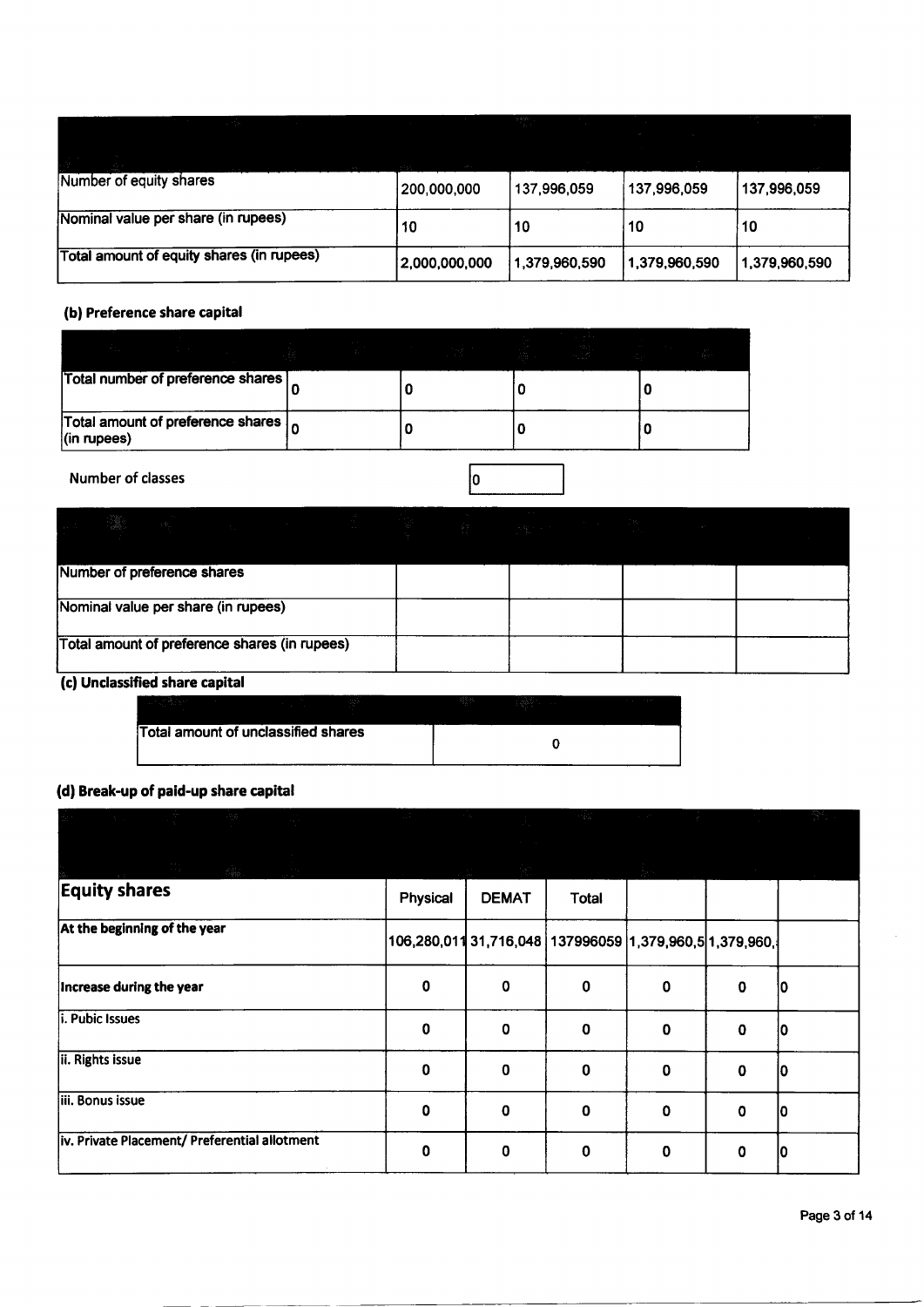| | | | | |
|---|---|---|---|---|
| Number of equity shares | 200,000,000 | 137,996,059 | 137,996,059 | 137,996,059 |
| Nominal value per share (in rupees) | 10 | 10 | 10 | 10 |
| Total amount of equity shares (in rupees) | 2,000,000,000 | 1,379,960,590 | 1,379,960,590 | 1,379,960,590 |

### (b) Preference share capital

| | | | | |
|---|---|---|---|---|
| Total number of preference shares | 0 | 0 | 0 | 0 |
| Total amount of preference shares (in rupees) | 0 | 0 | 0 | 0 |

Number of classes 0

| | | | | |
|---|---|---|---|---|
| Number of preference shares | | | | |
| Nominal value per share (in rupees) | | | | |
| Total amount of preference shares (in rupees) | | | | |

### (c) Unclassified share capital

| | |
|---|---|
| Total amount of unclassified shares | 0 |

### (d) Break-up of paid-up share capital

| | | | | | | |
|---|---|---|---|---|---|---|
| **Equity shares** | Physical | DEMAT | Total | | | |
| At the beginning of the year | 106,280,011 | 31,716,048 | 137996059 | 1,379,960,5 | 1,379,960, | |
| Increase during the year | 0 | 0 | 0 | 0 | 0 | 0 |
| i. Pubic Issues | 0 | 0 | 0 | 0 | 0 | 0 |
| ii. Rights issue | 0 | 0 | 0 | 0 | 0 | 0 |
| iii. Bonus issue | 0 | 0 | 0 | 0 | 0 | 0 |
| iv. Private Placement/ Preferential allotment | 0 | 0 | 0 | 0 | 0 | 0 |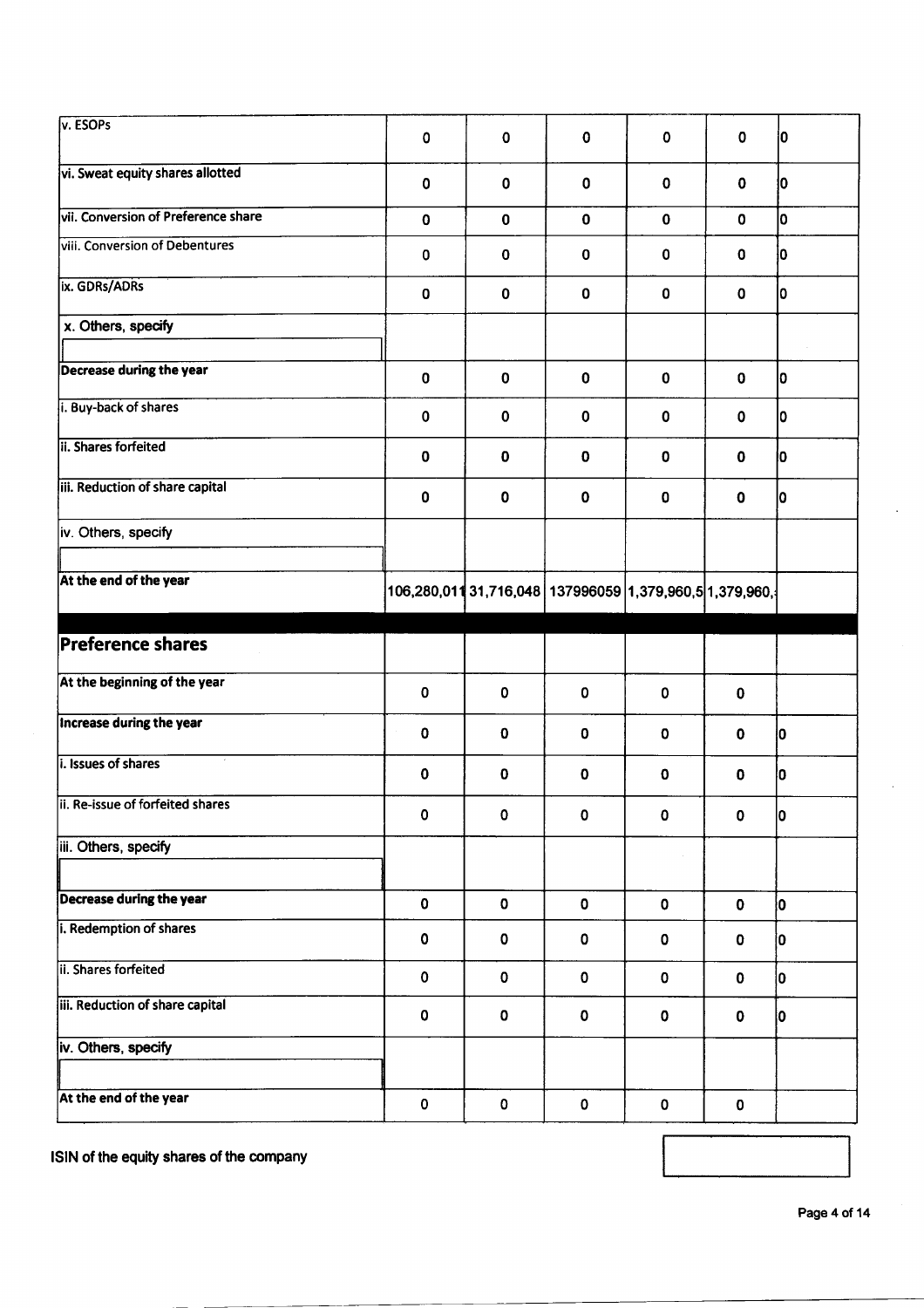| | | | | | | |
|---|---|---|---|---|---|---|
| v. ESOPs | 0 | 0 | 0 | 0 | 0 | 0 |
| vi. Sweat equity shares allotted | 0 | 0 | 0 | 0 | 0 | 0 |
| vii. Conversion of Preference share | 0 | 0 | 0 | 0 | 0 | 0 |
| viii. Conversion of Debentures | 0 | 0 | 0 | 0 | 0 | 0 |
| ix. GDRs/ADRs | 0 | 0 | 0 | 0 | 0 | 0 |
| x. Others, specify | | | | | | |
| **Decrease during the year** | 0 | 0 | 0 | 0 | 0 | 0 |
| i. Buy-back of shares | 0 | 0 | 0 | 0 | 0 | 0 |
| ii. Shares forfeited | 0 | 0 | 0 | 0 | 0 | 0 |
| iii. Reduction of share capital | 0 | 0 | 0 | 0 | 0 | 0 |
| iv. Others, specify | | | | | | |
| **At the end of the year** | 106,280,011 | 31,716,048 | 137996059 | 1,379,960,5 | 1,379,960, | |
| **Preference shares** | | | | | | |
| **At the beginning of the year** | 0 | 0 | 0 | 0 | 0 | |
| **Increase during the year** | 0 | 0 | 0 | 0 | 0 | 0 |
| i. Issues of shares | 0 | 0 | 0 | 0 | 0 | 0 |
| ii. Re-issue of forfeited shares | 0 | 0 | 0 | 0 | 0 | 0 |
| iii. Others, specify | | | | | | |
| **Decrease during the year** | 0 | 0 | 0 | 0 | 0 | 0 |
| i. Redemption of shares | 0 | 0 | 0 | 0 | 0 | 0 |
| ii. Shares forfeited | 0 | 0 | 0 | 0 | 0 | 0 |
| iii. Reduction of share capital | 0 | 0 | 0 | 0 | 0 | 0 |
| iv. Others, specify | | | | | | |
| **At the end of the year** | 0 | 0 | 0 | 0 | 0 | |

**ISIN of the equity shares of the company**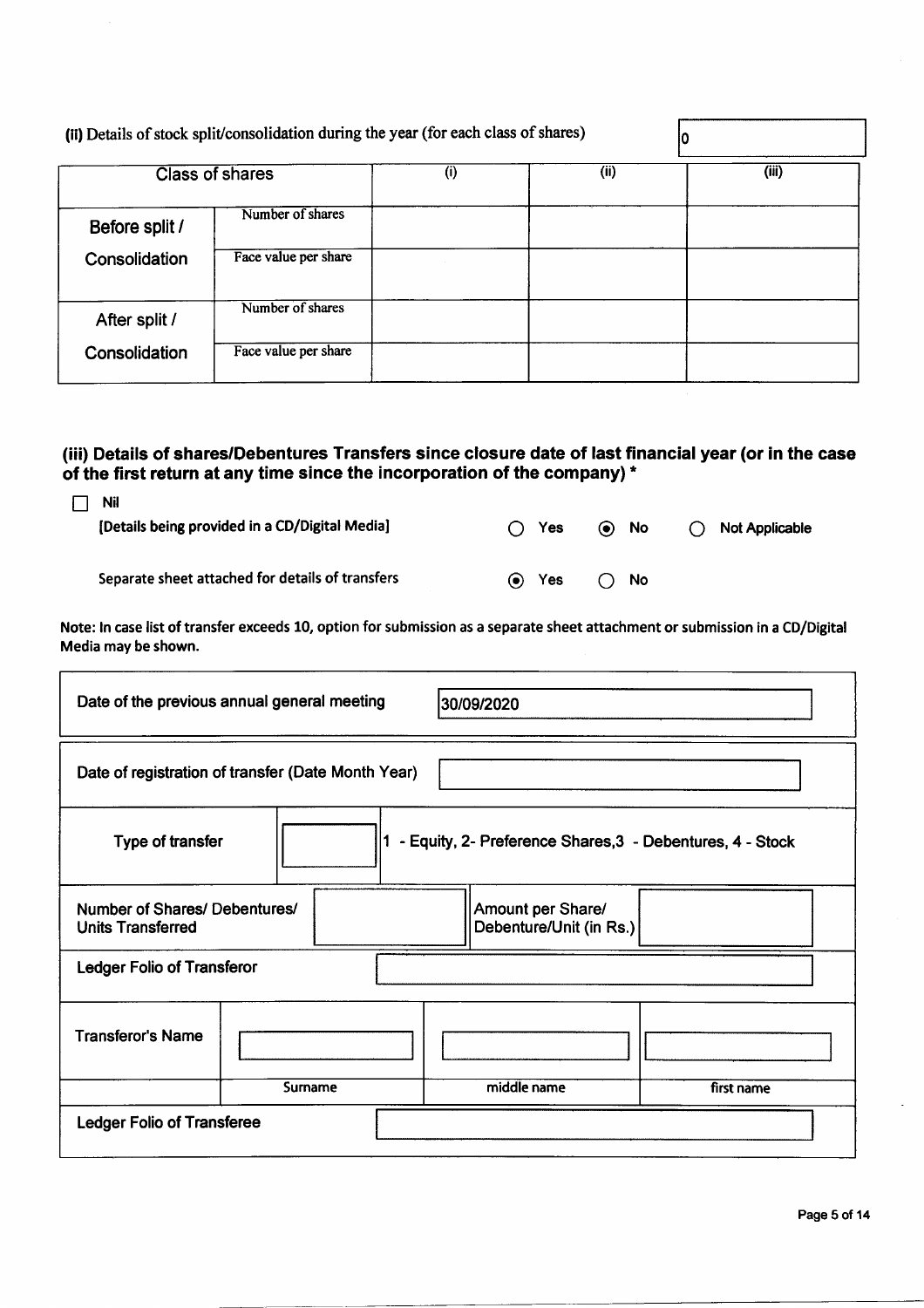(ii) Details of stock split/consolidation during the year (for each class of shares) 0

| Class of shares | | (i) | (ii) | (iii) |
|---|---|---|---|---|
| Before split / Consolidation | Number of shares | | | |
| | Face value per share | | | |
| After split / Consolidation | Number of shares | | | |
| | Face value per share | | | |

### (iii) Details of shares/Debentures Transfers since closure date of last financial year (or in the case of the first return at any time since the incorporation of the company) *

☐ Nil

[Details being provided in a CD/Digital Media] ○ Yes ◉ No ○ Not Applicable

Separate sheet attached for details of transfers ◉ Yes ○ No

**Note: In case list of transfer exceeds 10, option for submission as a separate sheet attachment or submission in a CD/Digital Media may be shown.**

| | | | |
|---|---|---|---|
| Date of the previous annual general meeting | 30/09/2020 | | |
| Date of registration of transfer (Date Month Year) | | | |
| Type of transfer | | 1 - Equity, 2- Preference Shares,3 - Debentures, 4 - Stock | |
| Number of Shares/ Debentures/ Units Transferred | | Amount per Share/ Debenture/Unit (in Rs.) | |
| Ledger Folio of Transferor | | | |
| Transferor's Name | | | |
| | Surname | middle name | first name |
| Ledger Folio of Transferee | | | |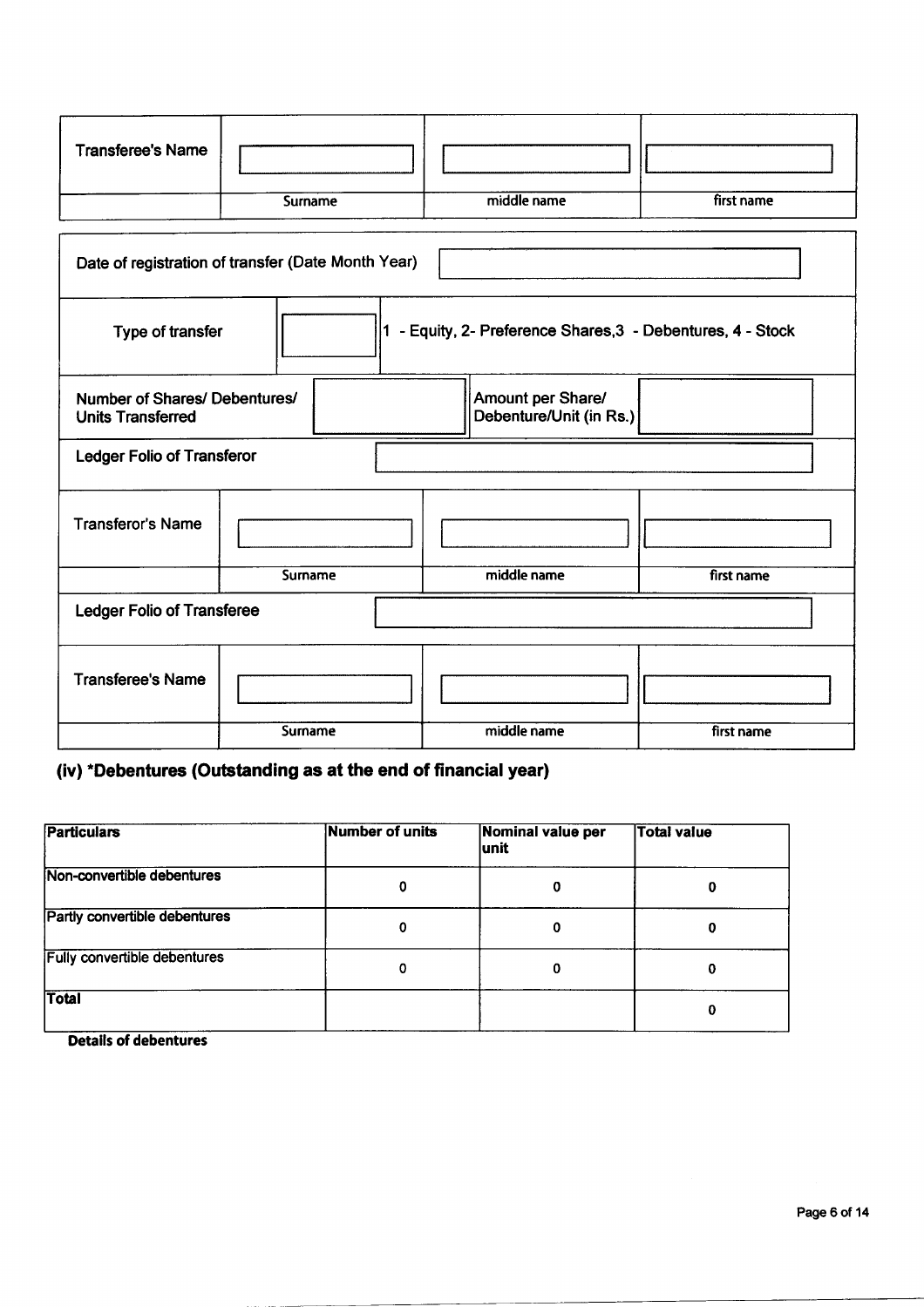| | | | |
|---|---|---|---|
| Transferee's Name | | | |
| | Surname | middle name | first name |

| | | | |
|---|---|---|---|
| Date of registration of transfer (Date Month Year) | | | |
| Type of transfer | | 1 - Equity, 2- Preference Shares,3 - Debentures, 4 - Stock | |
| Number of Shares/ Debentures/ Units Transferred | | Amount per Share/ Debenture/Unit (in Rs.) | |
| Ledger Folio of Transferor | | | |

| | | | |
|---|---|---|---|
| Transferor's Name | | | |
| | Surname | middle name | first name |
| Ledger Folio of Transferee | | | |
| Transferee's Name | | | |
| | Surname | middle name | first name |

## (iv) *Debentures (Outstanding as at the end of financial year)

| Particulars | Number of units | Nominal value per unit | Total value |
|---|---|---|---|
| Non-convertible debentures | 0 | 0 | 0 |
| Partly convertible debentures | 0 | 0 | 0 |
| Fully convertible debentures | 0 | 0 | 0 |
| Total | | | 0 |

**Details of debentures**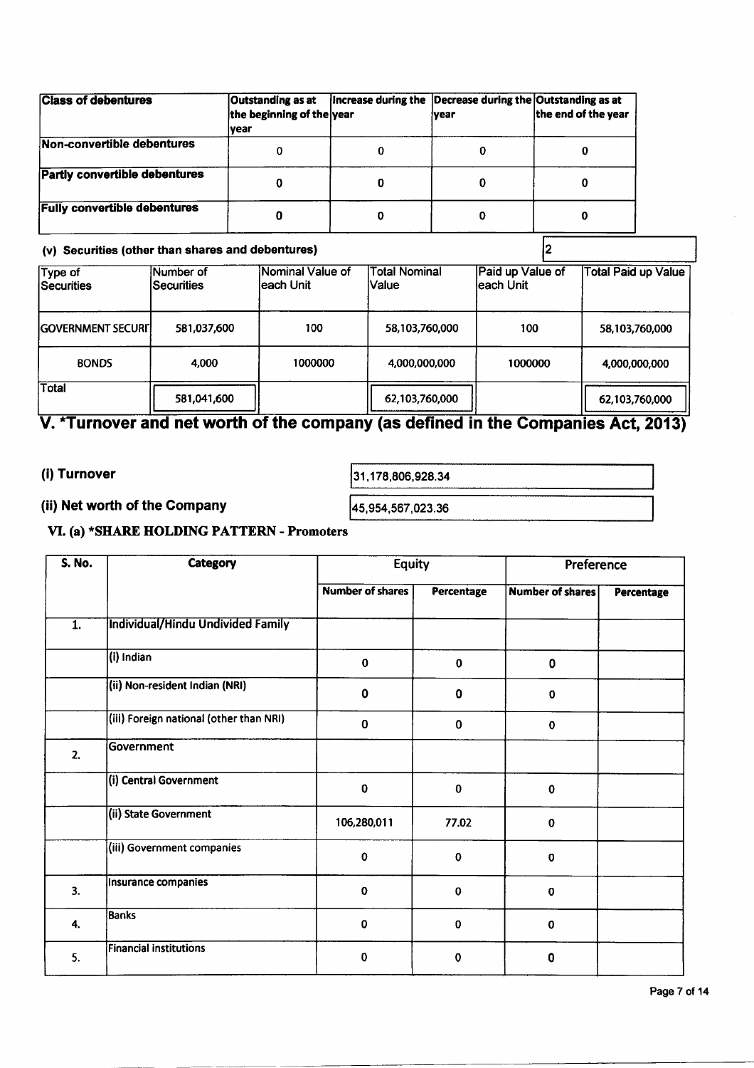| Class of debentures | Outstanding as at the beginning of the year | Increase during the year | Decrease during the year | Outstanding as at the end of the year |
|---|---|---|---|---|
| Non-convertible debentures | 0 | 0 | 0 | 0 |
| Partly convertible debentures | 0 | 0 | 0 | 0 |
| Fully convertible debentures | 0 | 0 | 0 | 0 |

**(v) Securities (other than shares and debentures)** 2

| Type of Securities | Number of Securities | Nominal Value of each Unit | Total Nominal Value | Paid up Value of each Unit | Total Paid up Value |
|---|---|---|---|---|---|
| GOVERNMENT SECURIT | 581,037,600 | 100 | 58,103,760,000 | 100 | 58,103,760,000 |
| BONDS | 4,000 | 1000000 | 4,000,000,000 | 1000000 | 4,000,000,000 |
| Total | 581,041,600 | | 62,103,760,000 | | 62,103,760,000 |

# V. *Turnover and net worth of the company (as defined in the Companies Act, 2013)

**(i) Turnover** 31,178,806,928.34

**(ii) Net worth of the Company** 45,954,567,023.36

## VI. (a) *SHARE HOLDING PATTERN - Promoters

| S. No. | Category | Equity | | Preference | |
|---|---|---|---|---|---|
| | | Number of shares | Percentage | Number of shares | Percentage |
| 1. | Individual/Hindu Undivided Family | | | | |
| | (i) Indian | 0 | 0 | 0 | |
| | (ii) Non-resident Indian (NRI) | 0 | 0 | 0 | |
| | (iii) Foreign national (other than NRI) | 0 | 0 | 0 | |
| 2. | Government | | | | |
| | (i) Central Government | 0 | 0 | 0 | |
| | (ii) State Government | 106,280,011 | 77.02 | 0 | |
| | (iii) Government companies | 0 | 0 | 0 | |
| 3. | Insurance companies | 0 | 0 | 0 | |
| 4. | Banks | 0 | 0 | 0 | |
| 5. | Financial institutions | 0 | 0 | 0 | |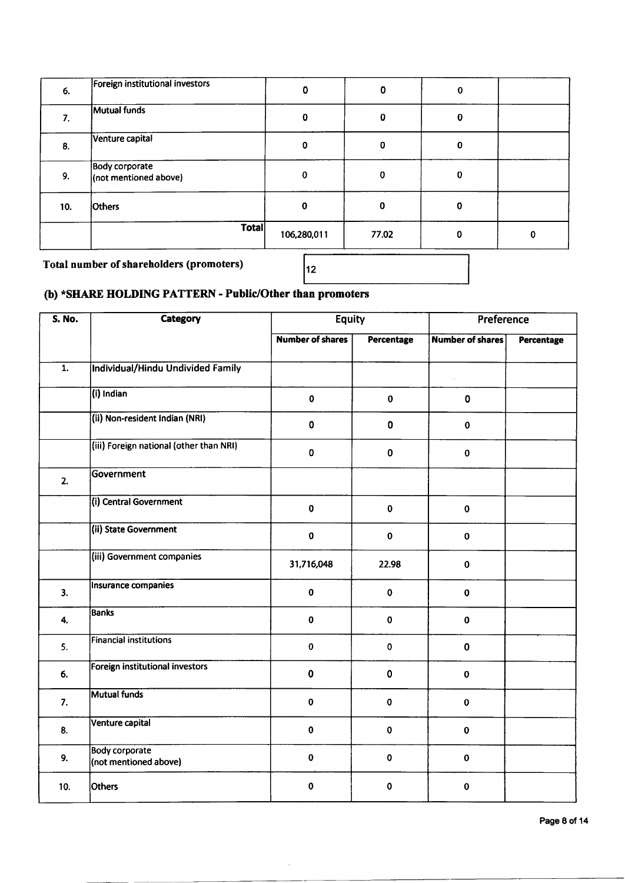| | | | | | |
|---|---|---|---|---|---|
| 6. | Foreign institutional investors | 0 | 0 | 0 | |
| 7. | Mutual funds | 0 | 0 | 0 | |
| 8. | Venture capital | 0 | 0 | 0 | |
| 9. | Body corporate (not mentioned above) | 0 | 0 | 0 | |
| 10. | Others | 0 | 0 | 0 | |
| | **Total** | 106,280,011 | 77.02 | 0 | 0 |

**Total number of shareholders (promoters)** 12

## (b) *SHARE HOLDING PATTERN - Public/Other than promoters

| S. No. | Category | Equity | | Preference | |
|---|---|---|---|---|---|
| | | Number of shares | Percentage | Number of shares | Percentage |
| 1. | Individual/Hindu Undivided Family | | | | |
| | (i) Indian | 0 | 0 | 0 | |
| | (ii) Non-resident Indian (NRI) | 0 | 0 | 0 | |
| | (iii) Foreign national (other than NRI) | 0 | 0 | 0 | |
| 2. | Government | | | | |
| | (i) Central Government | 0 | 0 | 0 | |
| | (ii) State Government | 0 | 0 | 0 | |
| | (iii) Government companies | 31,716,048 | 22.98 | 0 | |
| 3. | Insurance companies | 0 | 0 | 0 | |
| 4. | Banks | 0 | 0 | 0 | |
| 5. | Financial institutions | 0 | 0 | 0 | |
| 6. | Foreign institutional investors | 0 | 0 | 0 | |
| 7. | Mutual funds | 0 | 0 | 0 | |
| 8. | Venture capital | 0 | 0 | 0 | |
| 9. | Body corporate (not mentioned above) | 0 | 0 | 0 | |
| 10. | Others | 0 | 0 | 0 | |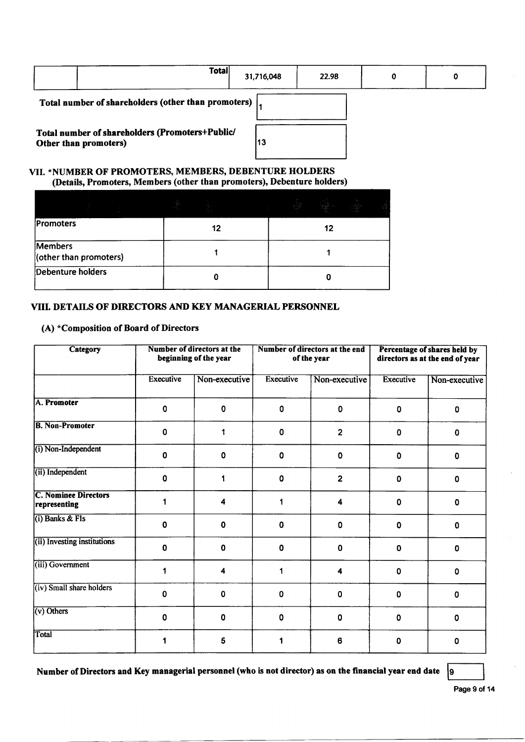| | Total | 31,716,048 | 22.98 | 0 | 0 |
|---|---|---|---|---|---|

**Total number of shareholders (other than promoters)** 1

**Total number of shareholders (Promoters+Public/ Other than promoters)** 13

## VII. *NUMBER OF PROMOTERS, MEMBERS, DEBENTURE HOLDERS

**(Details, Promoters, Members (other than promoters), Debenture holders)**

| | | |
|---|---|---|
| Promoters | 12 | 12 |
| Members (other than promoters) | 1 | 1 |
| Debenture holders | 0 | 0 |

## VIII. DETAILS OF DIRECTORS AND KEY MANAGERIAL PERSONNEL

### (A) *Composition of Board of Directors

| Category | Number of directors at the beginning of the year | | Number of directors at the end of the year | | Percentage of shares held by directors as at the end of year | |
|---|---|---|---|---|---|---|
| | Executive | Non-executive | Executive | Non-executive | Executive | Non-executive |
| **A. Promoter** | 0 | 0 | 0 | 0 | 0 | 0 |
| **B. Non-Promoter** | 0 | 1 | 0 | 2 | 0 | 0 |
| (i) Non-Independent | 0 | 0 | 0 | 0 | 0 | 0 |
| (ii) Independent | 0 | 1 | 0 | 2 | 0 | 0 |
| **C. Nominee Directors representing** | 1 | 4 | 1 | 4 | 0 | 0 |
| (i) Banks & FIs | 0 | 0 | 0 | 0 | 0 | 0 |
| (ii) Investing institutions | 0 | 0 | 0 | 0 | 0 | 0 |
| (iii) Government | 1 | 4 | 1 | 4 | 0 | 0 |
| (iv) Small share holders | 0 | 0 | 0 | 0 | 0 | 0 |
| (v) Others | 0 | 0 | 0 | 0 | 0 | 0 |
| Total | 1 | 5 | 1 | 6 | 0 | 0 |

**Number of Directors and Key managerial personnel (who is not director) as on the financial year end date** 9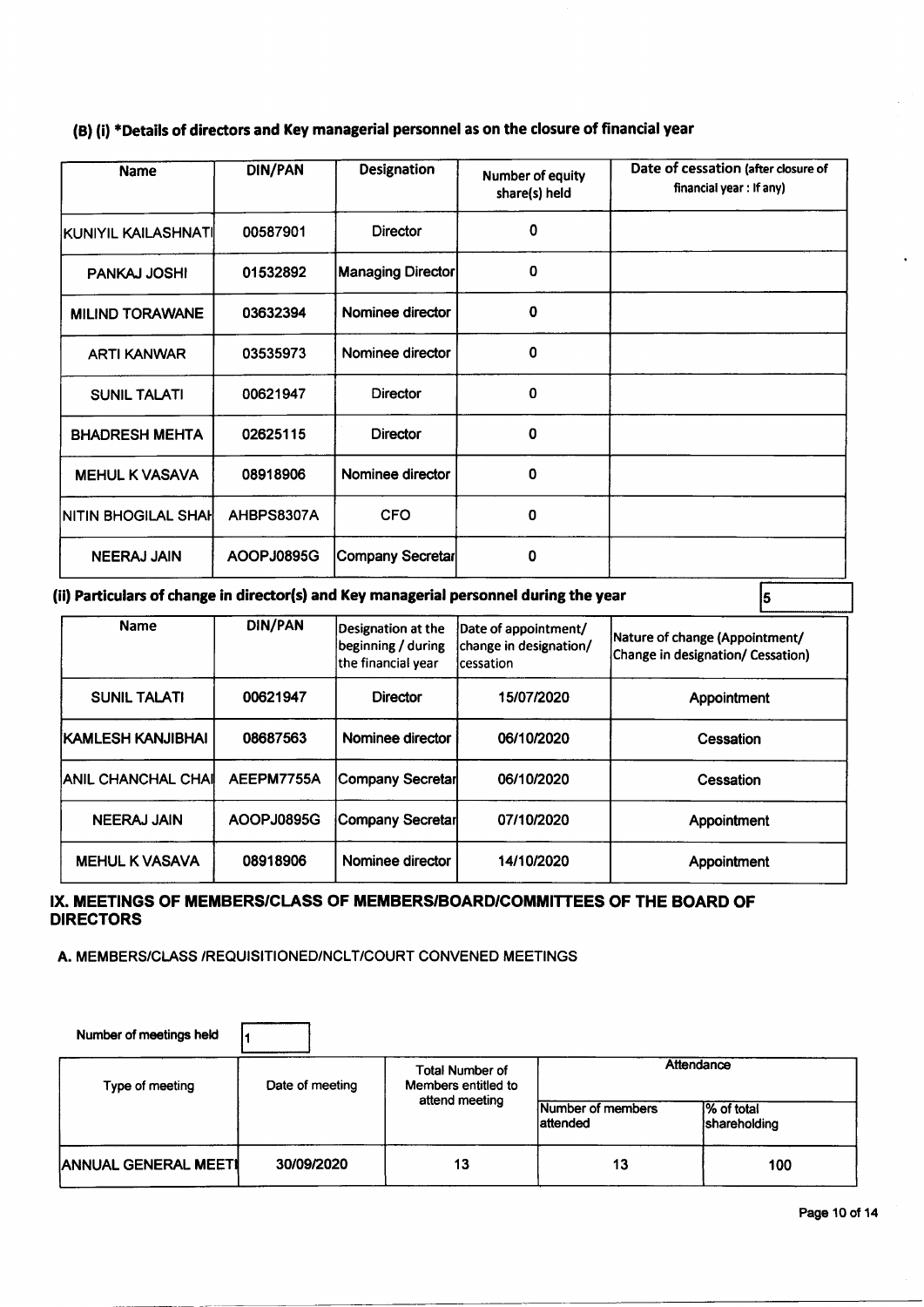### (B) (i) *Details of directors and Key managerial personnel as on the closure of financial year

| Name | DIN/PAN | Designation | Number of equity share(s) held | Date of cessation (after closure of financial year : If any) |
|---|---|---|---|---|
| KUNIYIL KAILASHNATI | 00587901 | Director | 0 | |
| PANKAJ JOSHI | 01532892 | Managing Director | 0 | |
| MILIND TORAWANE | 03632394 | Nominee director | 0 | |
| ARTI KANWAR | 03535973 | Nominee director | 0 | |
| SUNIL TALATI | 00621947 | Director | 0 | |
| BHADRESH MEHTA | 02625115 | Director | 0 | |
| MEHUL K VASAVA | 08918906 | Nominee director | 0 | |
| NITIN BHOGILAL SHAH | AHBPS8307A | CFO | 0 | |
| NEERAJ JAIN | AOOPJ0895G | Company Secretar | 0 | |

### (ii) Particulars of change in director(s) and Key managerial personnel during the year

5

| Name | DIN/PAN | Designation at the beginning / during the financial year | Date of appointment/ change in designation/ cessation | Nature of change (Appointment/ Change in designation/ Cessation) |
|---|---|---|---|---|
| SUNIL TALATI | 00621947 | Director | 15/07/2020 | Appointment |
| KAMLESH KANJIBHAI | 08687563 | Nominee director | 06/10/2020 | Cessation |
| ANIL CHANCHAL CHAI | AEEPM7755A | Company Secretar | 06/10/2020 | Cessation |
| NEERAJ JAIN | AOOPJ0895G | Company Secretar | 07/10/2020 | Appointment |
| MEHUL K VASAVA | 08918906 | Nominee director | 14/10/2020 | Appointment |

## IX. MEETINGS OF MEMBERS/CLASS OF MEMBERS/BOARD/COMMITTEES OF THE BOARD OF DIRECTORS

### A. MEMBERS/CLASS /REQUISITIONED/NCLT/COURT CONVENED MEETINGS

Number of meetings held: 1

| Type of meeting | Date of meeting | Total Number of Members entitled to attend meeting | Attendance | |
|---|---|---|---|---|
| | | | Number of members attended | % of total shareholding |
| ANNUAL GENERAL MEETI | 30/09/2020 | 13 | 13 | 100 |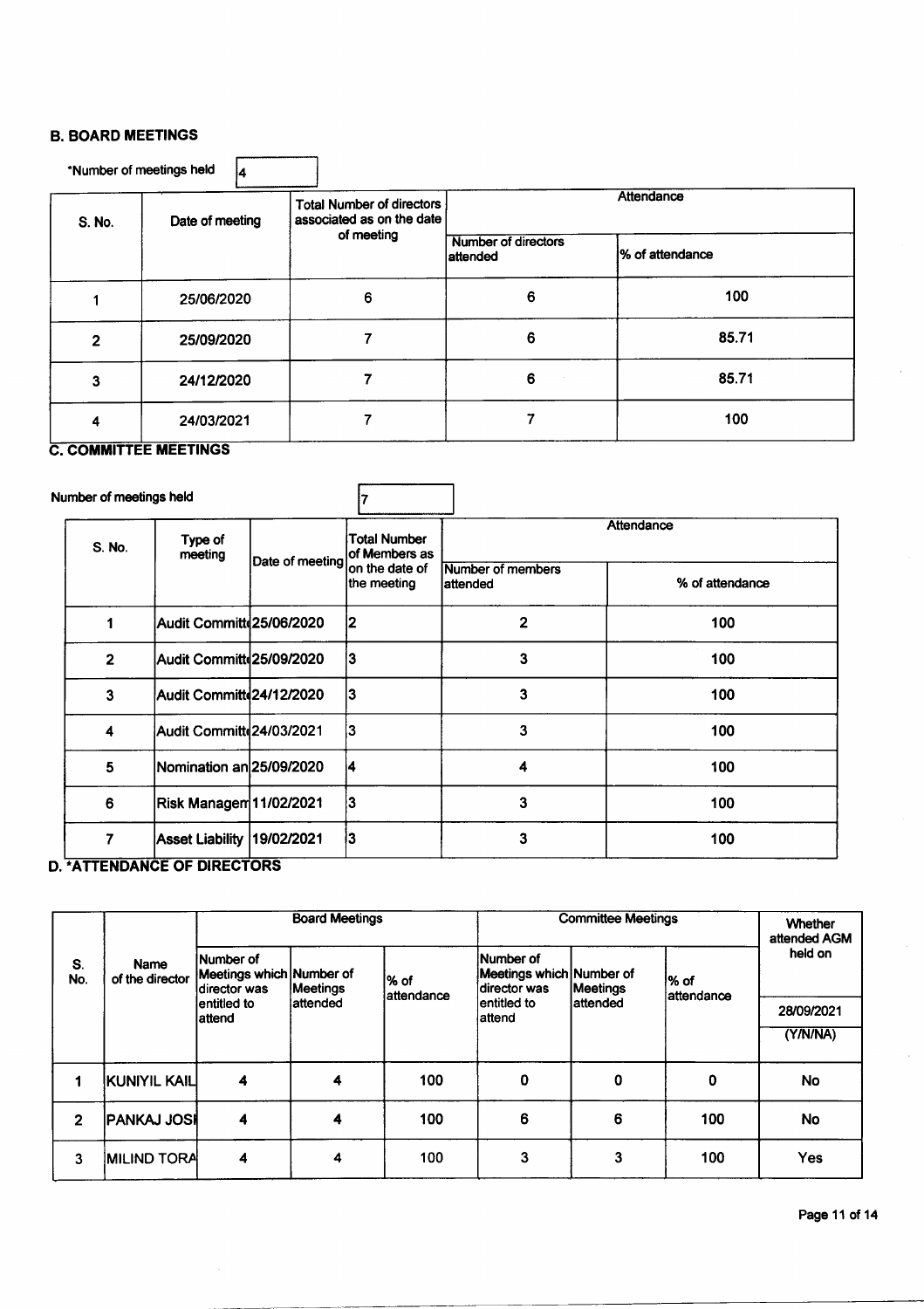### B. BOARD MEETINGS

*Number of meetings held 4

| S. No. | Date of meeting | Total Number of directors associated as on the date of meeting | Attendance | |
|---|---|---|---|---|
| | | | Number of directors attended | % of attendance |
| 1 | 25/06/2020 | 6 | 6 | 100 |
| 2 | 25/09/2020 | 7 | 6 | 85.71 |
| 3 | 24/12/2020 | 7 | 6 | 85.71 |
| 4 | 24/03/2021 | 7 | 7 | 100 |

### C. COMMITTEE MEETINGS

Number of meetings held 7

| S. No. | Type of meeting | Date of meeting | Total Number of Members as on the date of the meeting | Attendance | |
|---|---|---|---|---|---|
| | | | | Number of members attended | % of attendance |
| 1 | Audit Committ | 25/06/2020 | 2 | 2 | 100 |
| 2 | Audit Committ | 25/09/2020 | 3 | 3 | 100 |
| 3 | Audit Committ | 24/12/2020 | 3 | 3 | 100 |
| 4 | Audit Committ | 24/03/2021 | 3 | 3 | 100 |
| 5 | Nomination an | 25/09/2020 | 4 | 4 | 100 |
| 6 | Risk Managem | 11/02/2021 | 3 | 3 | 100 |
| 7 | Asset Liability | 19/02/2021 | 3 | 3 | 100 |

### D. *ATTENDANCE OF DIRECTORS

| S. No. | Name of the director | Board Meetings | | | Committee Meetings | | | Whether attended AGM held on |
|---|---|---|---|---|---|---|---|---|
| | | Number of Meetings which director was entitled to attend | Number of Meetings attended | % of attendance | Number of Meetings which director was entitled to attend | Number of Meetings attended | % of attendance | 28/09/2021 (Y/N/NA) |
| 1 | KUNIYIL KAIL | 4 | 4 | 100 | 0 | 0 | 0 | No |
| 2 | PANKAJ JOSI | 4 | 4 | 100 | 6 | 6 | 100 | No |
| 3 | MILIND TORA | 4 | 4 | 100 | 3 | 3 | 100 | Yes |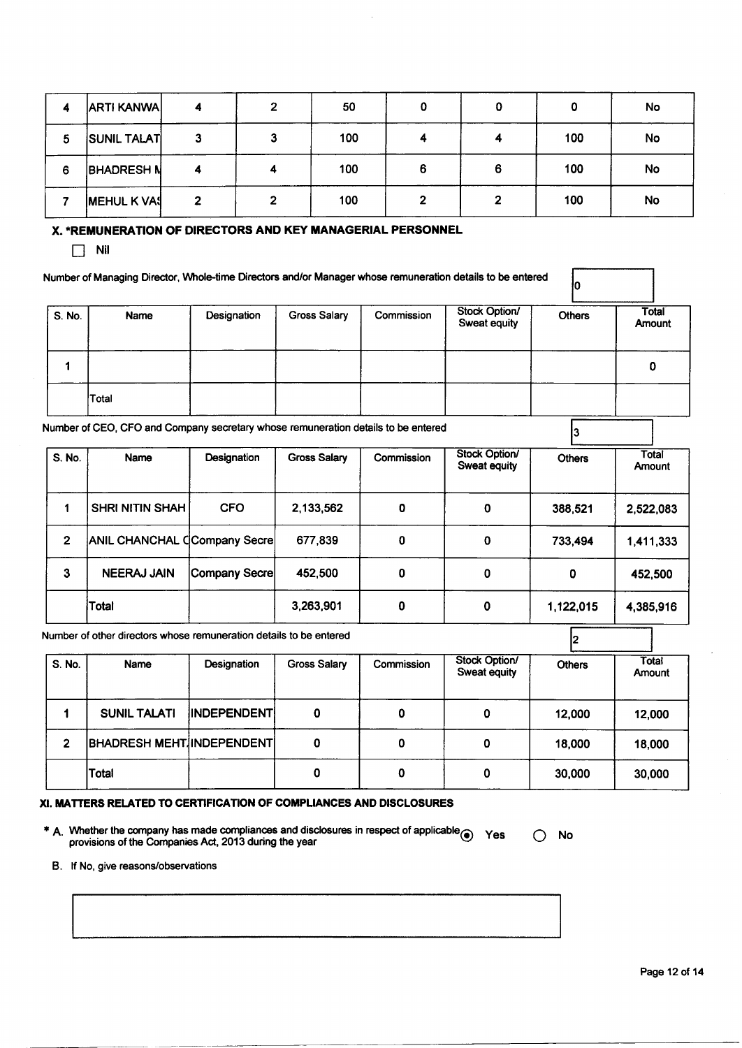| | | | | | | | | |
|---|---|---|---|---|---|---|---|---|
| 4 | ARTI KANWA | 4 | 2 | 50 | 0 | 0 | 0 | No |
| 5 | SUNIL TALAT | 3 | 3 | 100 | 4 | 4 | 100 | No |
| 6 | BHADRESH M | 4 | 4 | 100 | 6 | 6 | 100 | No |
| 7 | MEHUL K VAS | 2 | 2 | 100 | 2 | 2 | 100 | No |

### X. *REMUNERATION OF DIRECTORS AND KEY MANAGERIAL PERSONNEL

☐ Nil

Number of Managing Director, Whole-time Directors and/or Manager whose remuneration details to be entered: 0

| S. No. | Name | Designation | Gross Salary | Commission | Stock Option/ Sweat equity | Others | Total Amount |
|---|---|---|---|---|---|---|---|
| 1 | | | | | | | 0 |
| | Total | | | | | | |

Number of CEO, CFO and Company secretary whose remuneration details to be entered: 3

| S. No. | Name | Designation | Gross Salary | Commission | Stock Option/ Sweat equity | Others | Total Amount |
|---|---|---|---|---|---|---|---|
| 1 | SHRI NITIN SHAH | CFO | 2,133,562 | 0 | 0 | 388,521 | 2,522,083 |
| 2 | ANIL CHANCHAL C | Company Secre | 677,839 | 0 | 0 | 733,494 | 1,411,333 |
| 3 | NEERAJ JAIN | Company Secre | 452,500 | 0 | 0 | 0 | 452,500 |
| | Total | | 3,263,901 | 0 | 0 | 1,122,015 | 4,385,916 |

Number of other directors whose remuneration details to be entered: 2

| S. No. | Name | Designation | Gross Salary | Commission | Stock Option/ Sweat equity | Others | Total Amount |
|---|---|---|---|---|---|---|---|
| 1 | SUNIL TALATI | INDEPENDENT | 0 | 0 | 0 | 12,000 | 12,000 |
| 2 | BHADRESH MEHT | INDEPENDENT | 0 | 0 | 0 | 18,000 | 18,000 |
| | Total | | 0 | 0 | 0 | 30,000 | 30,000 |

### XI. MATTERS RELATED TO CERTIFICATION OF COMPLIANCES AND DISCLOSURES

\* A. Whether the company has made compliances and disclosures in respect of applicable provisions of the Companies Act, 2013 during the year ◉ Yes ○ No

B. If No, give reasons/observations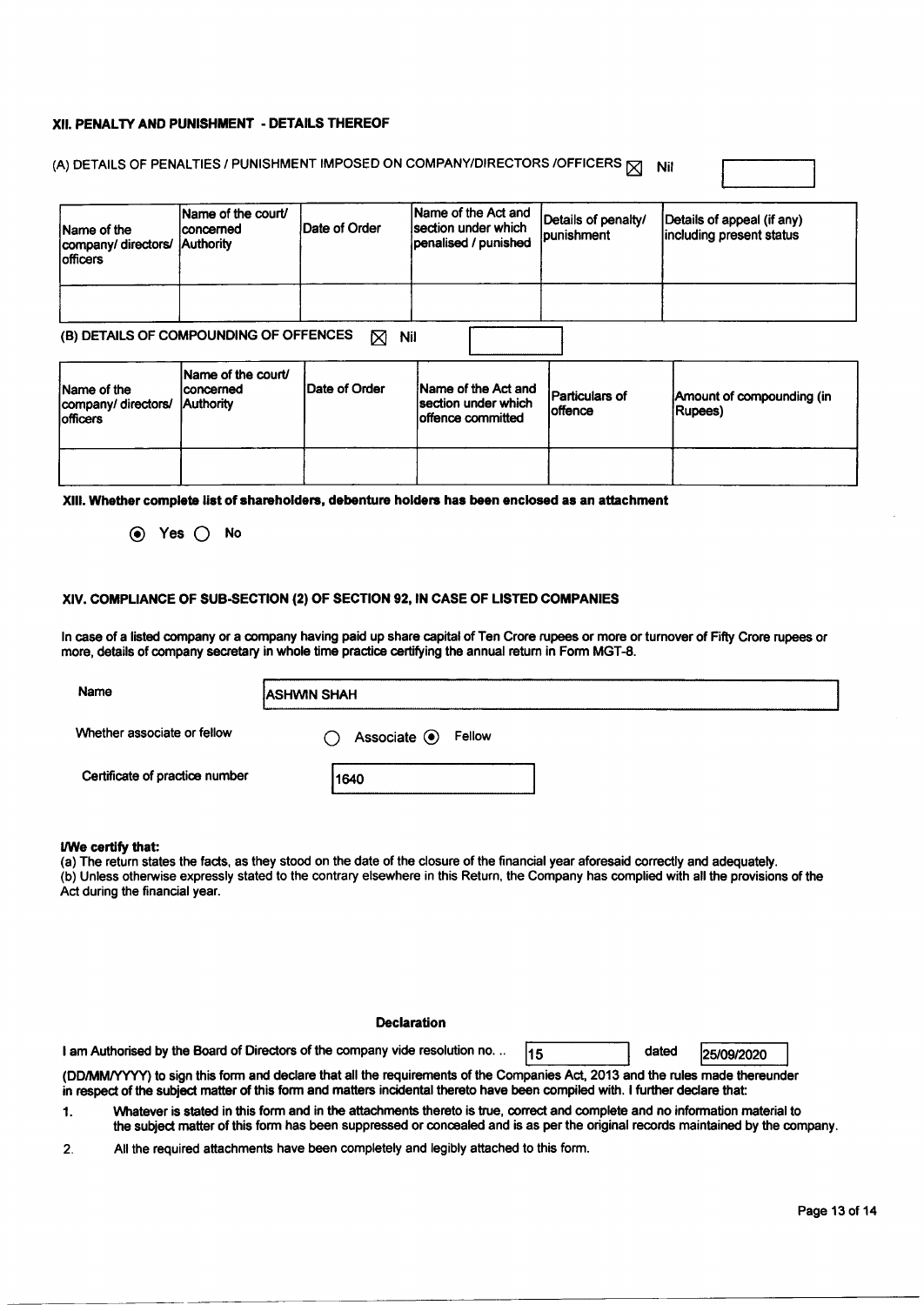### XII. PENALTY AND PUNISHMENT - DETAILS THEREOF

(A) DETAILS OF PENALTIES / PUNISHMENT IMPOSED ON COMPANY/DIRECTORS /OFFICERS ☒ Nil

| Name of the company/ directors/ officers | Name of the court/ concerned Authority | Date of Order | Name of the Act and section under which penalised / punished | Details of penalty/ punishment | Details of appeal (if any) including present status |
|---|---|---|---|---|---|
| | | | | | |

(B) DETAILS OF COMPOUNDING OF OFFENCES ☒ Nil

| Name of the company/ directors/ officers | Name of the court/ concerned Authority | Date of Order | Name of the Act and section under which offence committed | Particulars of offence | Amount of compounding (in Rupees) |
|---|---|---|---|---|---|
| | | | | | |

**XIII. Whether complete list of shareholders, debenture holders has been enclosed as an attachment**

◉ Yes ○ No

### XIV. COMPLIANCE OF SUB-SECTION (2) OF SECTION 92, IN CASE OF LISTED COMPANIES

In case of a listed company or a company having paid up share capital of Ten Crore rupees or more or turnover of Fifty Crore rupees or more, details of company secretary in whole time practice certifying the annual return in Form MGT-8.

| | |
|---|---|
| Name | ASHWIN SHAH |
| Whether associate or fellow | ○ Associate ◉ Fellow |
| Certificate of practice number | 1640 |

**I/We certify that:**

(a) The return states the facts, as they stood on the date of the closure of the financial year aforesaid correctly and adequately.

(b) Unless otherwise expressly stated to the contrary elsewhere in this Return, the Company has complied with all the provisions of the Act during the financial year.

**Declaration**

I am Authorised by the Board of Directors of the company vide resolution no. .. 15 dated 25/09/2020

(DD/MM/YYYY) to sign this form and declare that all the requirements of the Companies Act, 2013 and the rules made thereunder in respect of the subject matter of this form and matters incidental thereto have been compiled with. I further declare that:

1. Whatever is stated in this form and in the attachments thereto is true, correct and complete and no information material to the subject matter of this form has been suppressed or concealed and is as per the original records maintained by the company.
2. All the required attachments have been completely and legibly attached to this form.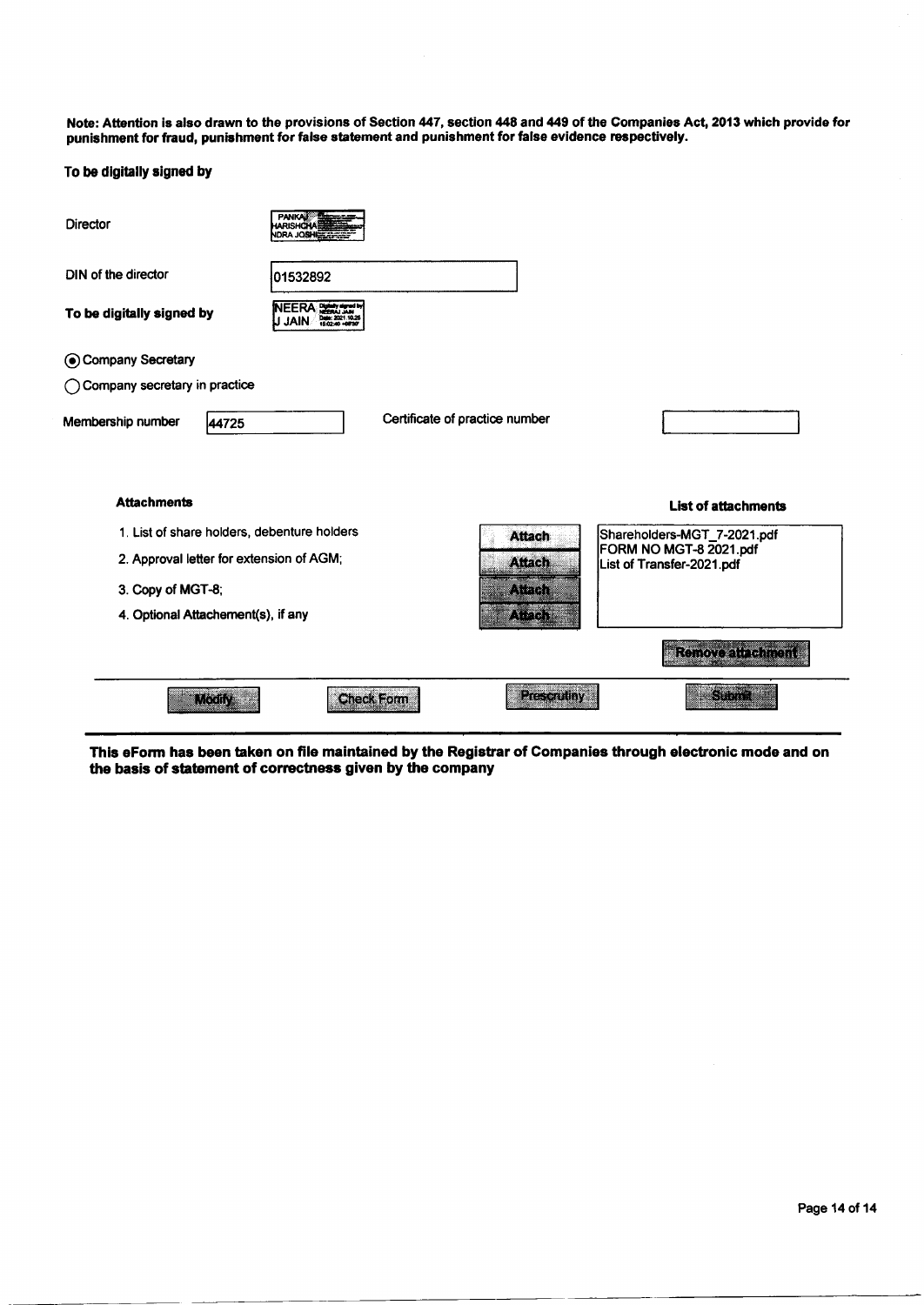**Note: Attention is also drawn to the provisions of Section 447, section 448 and 449 of the Companies Act, 2013 which provide for punishment for fraud, punishment for false statement and punishment for false evidence respectively.**

**To be digitally signed by**

Director: PANKAJ HARISHCHANDRA JOSHI

DIN of the director: 01532892

**To be digitally signed by**: NEERA J JAIN

(●) Company Secretary

( ) Company secretary in practice

Membership number: 44725

Certificate of practice number:

**Attachments**

1. List of share holders, debenture holders — Attach
2. Approval letter for extension of AGM; — Attach
3. Copy of MGT-8; — Attach
4. Optional Attachement(s), if any — Attach

**List of attachments**

- Shareholders-MGT_7-2021.pdf
- FORM NO MGT-8 2021.pdf
- List of Transfer-2021.pdf

Remove attachment

Modify | Check Form | Prescrutiny | Submit

**This eForm has been taken on file maintained by the Registrar of Companies through electronic mode and on the basis of statement of correctness given by the company**